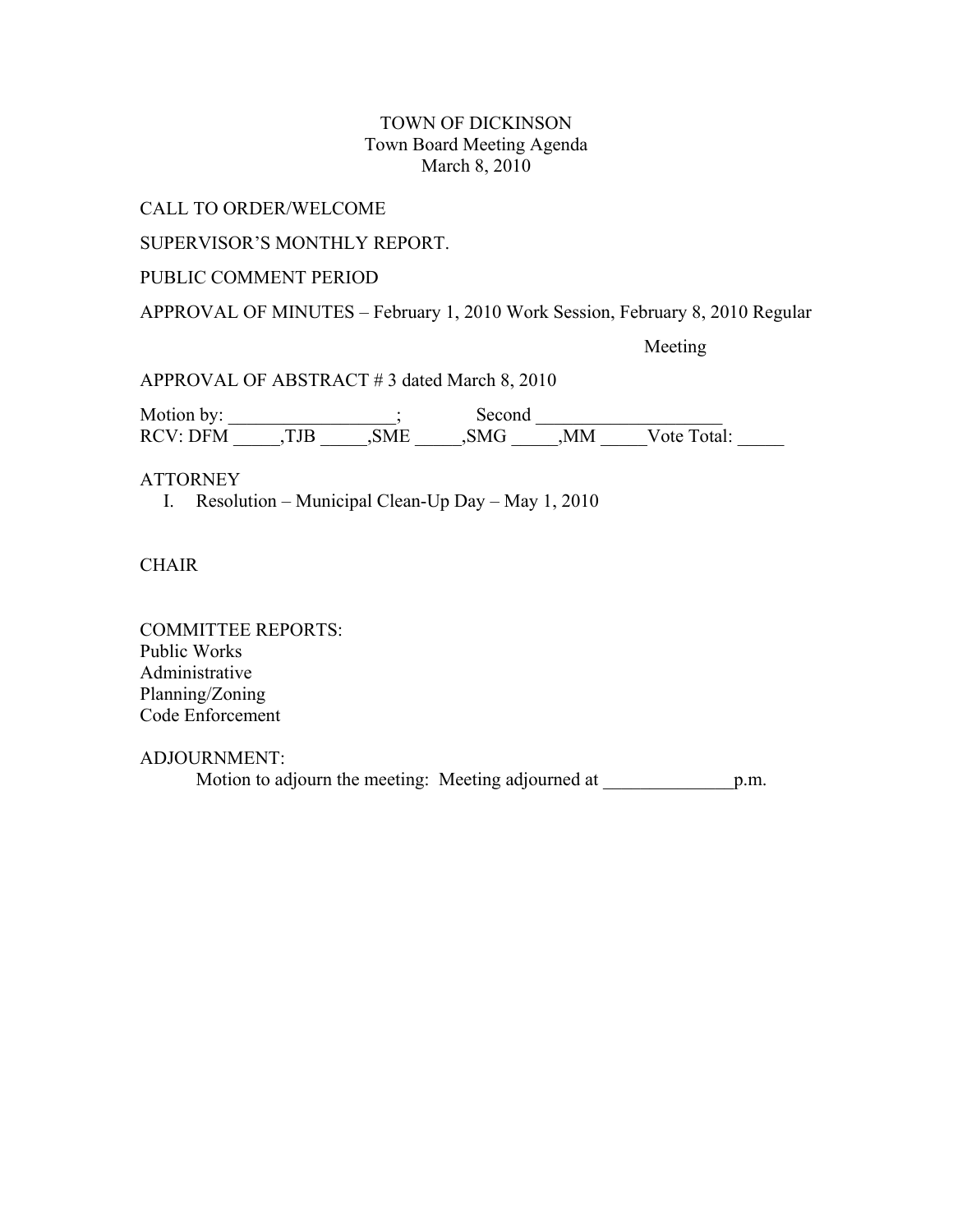TOWN OF DICKINSON
Town Board Meeting Agenda
March 8, 2010

CALL TO ORDER/WELCOME

SUPERVISOR'S MONTHLY REPORT.

PUBLIC COMMENT PERIOD

APPROVAL OF MINUTES – February 1, 2010 Work Session, February 8, 2010 Regular Meeting

APPROVAL OF ABSTRACT # 3 dated March 8, 2010

Motion by: __________________; Second ____________________
RCV: DFM _____,TJB _____,SME _____,SMG _____,MM _____Vote Total: _____

ATTORNEY

I. Resolution – Municipal Clean-Up Day – May 1, 2010

CHAIR

COMMITTEE REPORTS:
Public Works
Administrative
Planning/Zoning
Code Enforcement

ADJOURNMENT:
Motion to adjourn the meeting: Meeting adjourned at ______________p.m.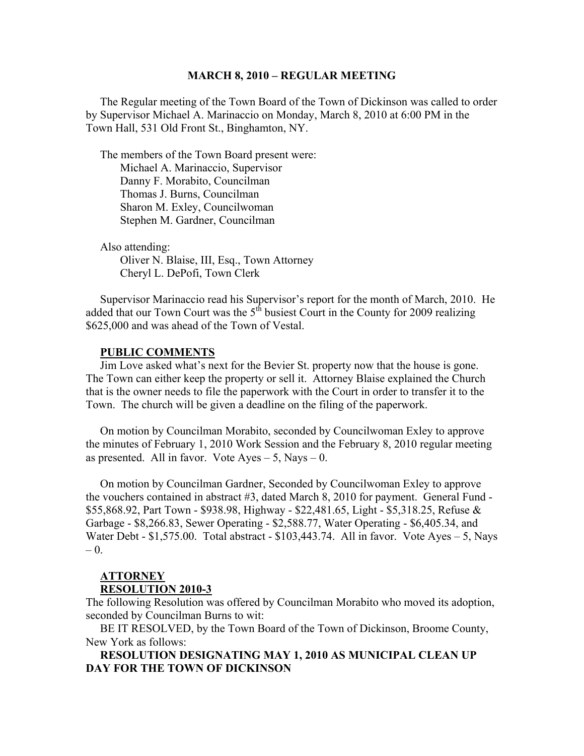**MARCH 8, 2010 – REGULAR MEETING**

The Regular meeting of the Town Board of the Town of Dickinson was called to order by Supervisor Michael A. Marinaccio on Monday, March 8, 2010 at 6:00 PM in the Town Hall, 531 Old Front St., Binghamton, NY.

The members of the Town Board present were:
Michael A. Marinaccio, Supervisor
Danny F. Morabito, Councilman
Thomas J. Burns, Councilman
Sharon M. Exley, Councilwoman
Stephen M. Gardner, Councilman

Also attending:
Oliver N. Blaise, III, Esq., Town Attorney
Cheryl L. DePofi, Town Clerk

Supervisor Marinaccio read his Supervisor's report for the month of March, 2010. He added that our Town Court was the 5th busiest Court in the County for 2009 realizing \$625,000 and was ahead of the Town of Vestal.

**PUBLIC COMMENTS**

Jim Love asked what's next for the Bevier St. property now that the house is gone. The Town can either keep the property or sell it. Attorney Blaise explained the Church that is the owner needs to file the paperwork with the Court in order to transfer it to the Town. The church will be given a deadline on the filing of the paperwork.

On motion by Councilman Morabito, seconded by Councilwoman Exley to approve the minutes of February 1, 2010 Work Session and the February 8, 2010 regular meeting as presented. All in favor. Vote Ayes – 5, Nays – 0.

On motion by Councilman Gardner, Seconded by Councilwoman Exley to approve the vouchers contained in abstract #3, dated March 8, 2010 for payment. General Fund - \$55,868.92, Part Town - \$938.98, Highway - \$22,481.65, Light - \$5,318.25, Refuse & Garbage - \$8,266.83, Sewer Operating - \$2,588.77, Water Operating - \$6,405.34, and Water Debt - \$1,575.00. Total abstract - \$103,443.74. All in favor. Vote Ayes – 5, Nays – 0.

**ATTORNEY**

**RESOLUTION 2010-3**

The following Resolution was offered by Councilman Morabito who moved its adoption, seconded by Councilman Burns to wit:

BE IT RESOLVED, by the Town Board of the Town of Dickinson, Broome County, New York as follows:

**RESOLUTION DESIGNATING MAY 1, 2010 AS MUNICIPAL CLEAN UP DAY FOR THE TOWN OF DICKINSON**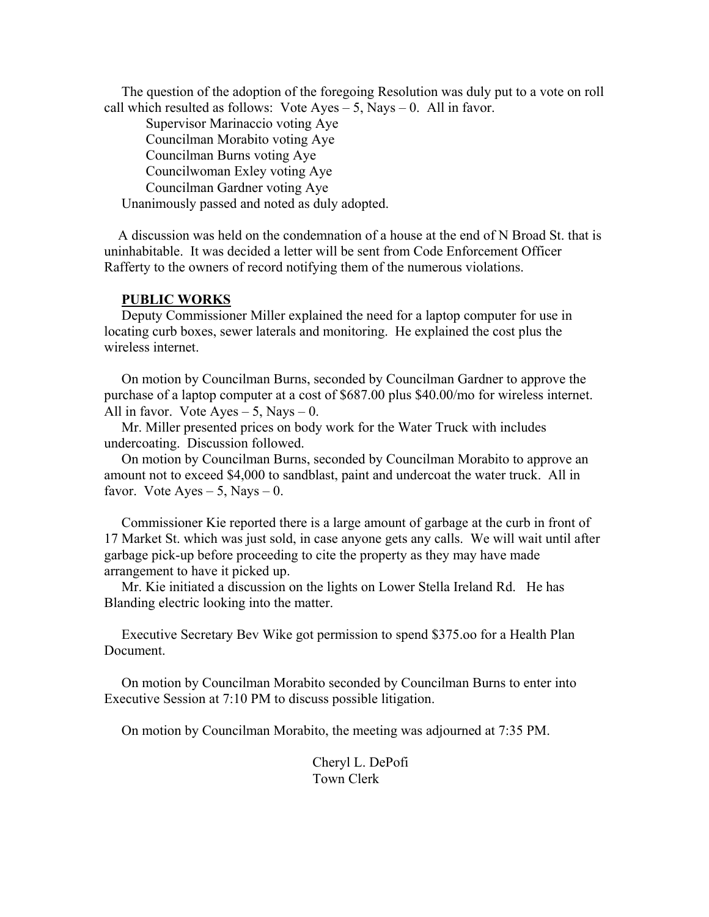The question of the adoption of the foregoing Resolution was duly put to a vote on roll call which resulted as follows: Vote Ayes – 5, Nays – 0. All in favor.

Supervisor Marinaccio voting Aye
Councilman Morabito voting Aye
Councilman Burns voting Aye
Councilwoman Exley voting Aye
Councilman Gardner voting Aye

Unanimously passed and noted as duly adopted.

A discussion was held on the condemnation of a house at the end of N Broad St. that is uninhabitable. It was decided a letter will be sent from Code Enforcement Officer Rafferty to the owners of record notifying them of the numerous violations.

**PUBLIC WORKS**

Deputy Commissioner Miller explained the need for a laptop computer for use in locating curb boxes, sewer laterals and monitoring. He explained the cost plus the wireless internet.

On motion by Councilman Burns, seconded by Councilman Gardner to approve the purchase of a laptop computer at a cost of $687.00 plus $40.00/mo for wireless internet. All in favor. Vote Ayes – 5, Nays – 0.

Mr. Miller presented prices on body work for the Water Truck with includes undercoating. Discussion followed.

On motion by Councilman Burns, seconded by Councilman Morabito to approve an amount not to exceed $4,000 to sandblast, paint and undercoat the water truck. All in favor. Vote Ayes – 5, Nays – 0.

Commissioner Kie reported there is a large amount of garbage at the curb in front of 17 Market St. which was just sold, in case anyone gets any calls. We will wait until after garbage pick-up before proceeding to cite the property as they may have made arrangement to have it picked up.

Mr. Kie initiated a discussion on the lights on Lower Stella Ireland Rd. He has Blanding electric looking into the matter.

Executive Secretary Bev Wike got permission to spend $375.oo for a Health Plan Document.

On motion by Councilman Morabito seconded by Councilman Burns to enter into Executive Session at 7:10 PM to discuss possible litigation.

On motion by Councilman Morabito, the meeting was adjourned at 7:35 PM.

Cheryl L. DePofi
Town Clerk